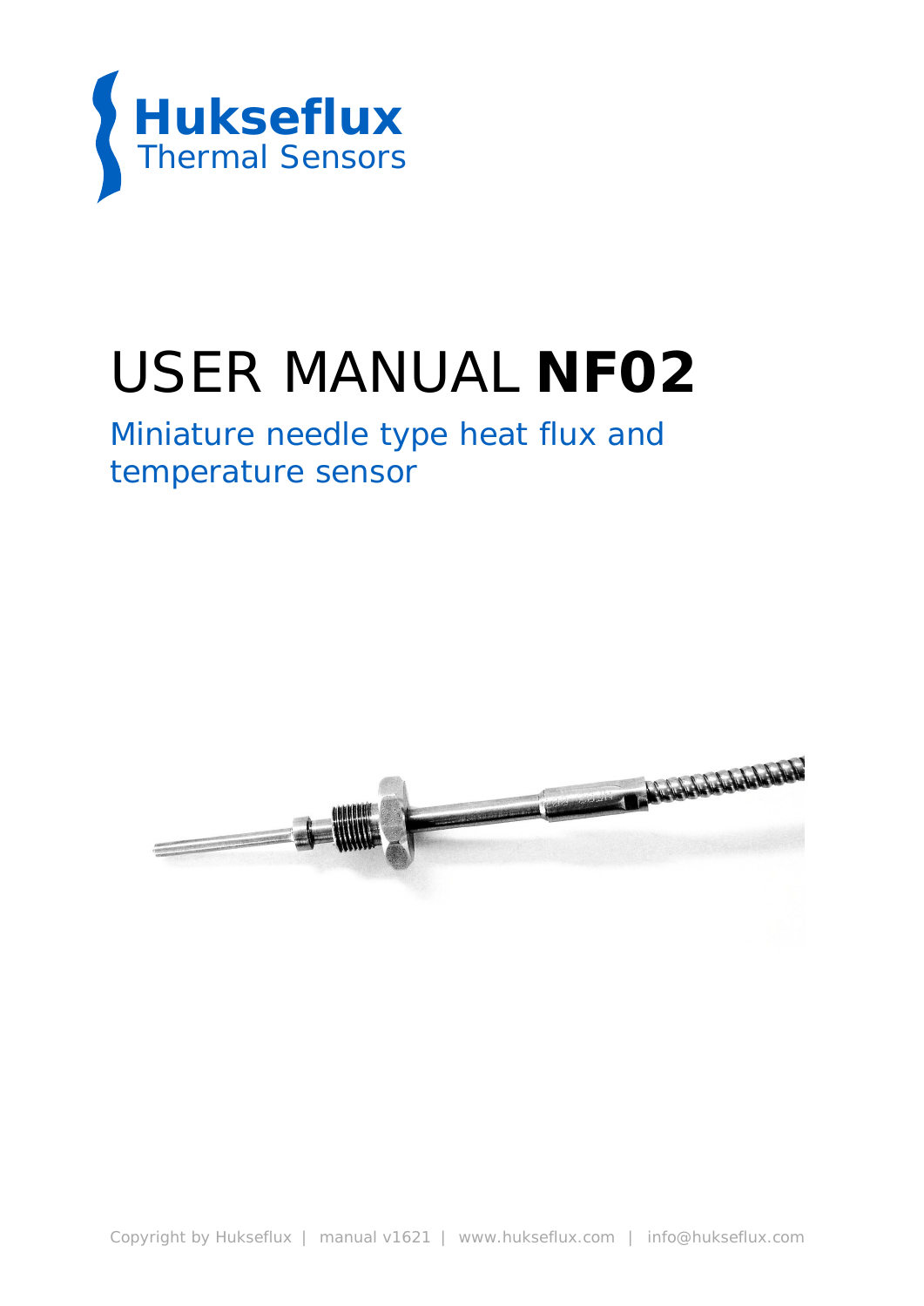Hukseflux
Thermal Sensors

# USER MANUAL **NF02**

Miniature needle type heat flux and temperature sensor

Copyright by Hukseflux | manual v1621 | www.hukseflux.com | info@hukseflux.com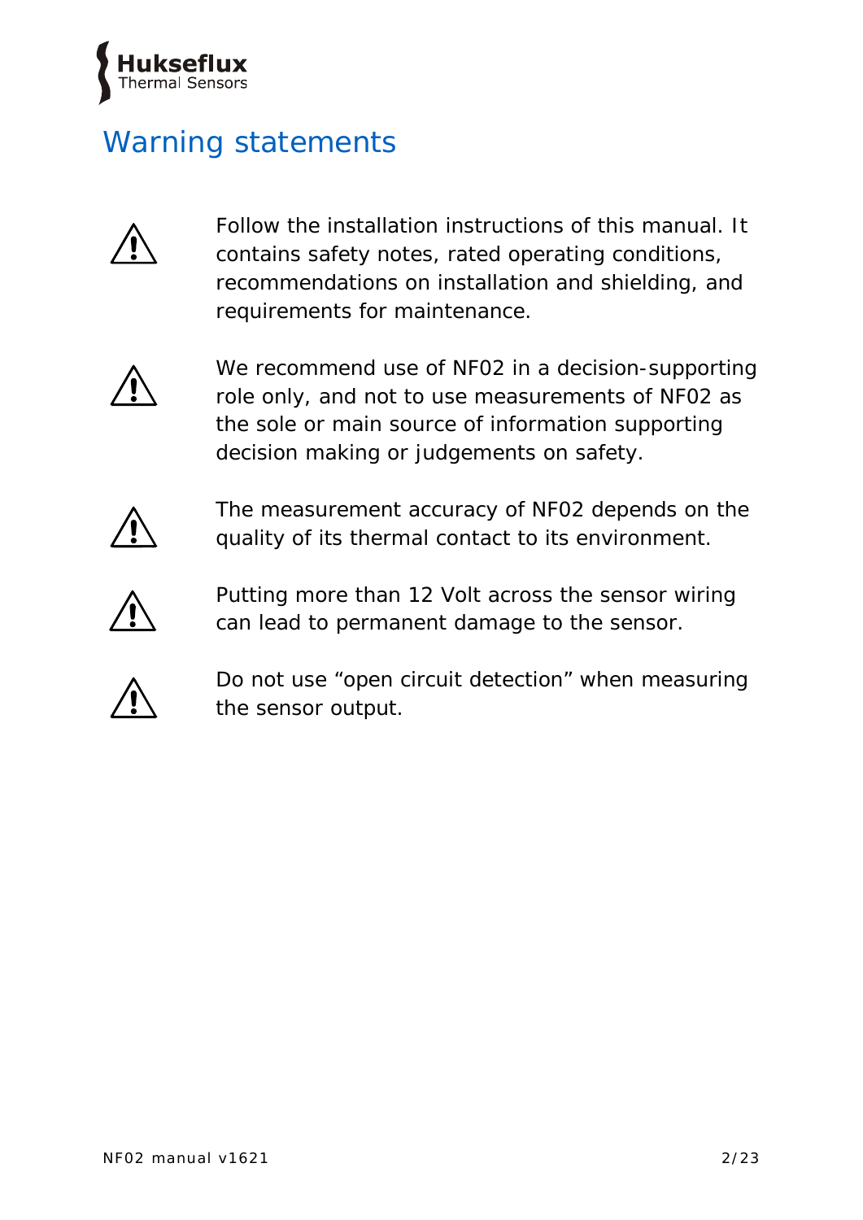# Warning statements

⚠ Follow the installation instructions of this manual. It contains safety notes, rated operating conditions, recommendations on installation and shielding, and requirements for maintenance.

⚠ We recommend use of NF02 in a decision-supporting role only, and not to use measurements of NF02 as the sole or main source of information supporting decision making or judgements on safety.

⚠ The measurement accuracy of NF02 depends on the quality of its thermal contact to its environment.

⚠ Putting more than 12 Volt across the sensor wiring can lead to permanent damage to the sensor.

⚠ Do not use “open circuit detection” when measuring the sensor output.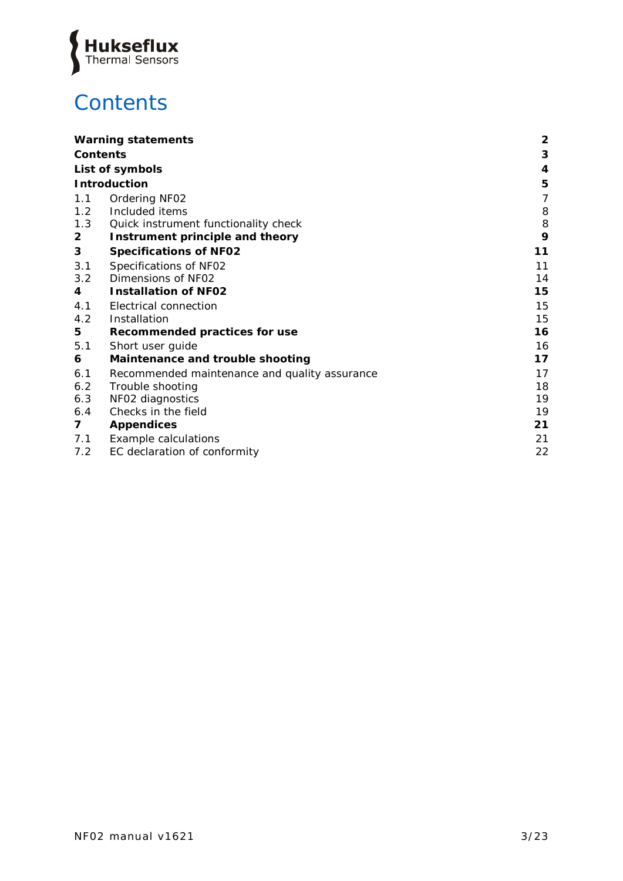# Contents

| | | |
|---|---|---|
| **Warning statements** | | **2** |
| **Contents** | | **3** |
| **List of symbols** | | **4** |
| **Introduction** | | **5** |
| 1.1 | Ordering NF02 | 7 |
| 1.2 | Included items | 8 |
| 1.3 | Quick instrument functionality check | 8 |
| **2** | **Instrument principle and theory** | **9** |
| **3** | **Specifications of NF02** | **11** |
| 3.1 | Specifications of NF02 | 11 |
| 3.2 | Dimensions of NF02 | 14 |
| **4** | **Installation of NF02** | **15** |
| 4.1 | Electrical connection | 15 |
| 4.2 | Installation | 15 |
| **5** | **Recommended practices for use** | **16** |
| 5.1 | Short user guide | 16 |
| **6** | **Maintenance and trouble shooting** | **17** |
| 6.1 | Recommended maintenance and quality assurance | 17 |
| 6.2 | Trouble shooting | 18 |
| 6.3 | NF02 diagnostics | 19 |
| 6.4 | Checks in the field | 19 |
| **7** | **Appendices** | **21** |
| 7.1 | Example calculations | 21 |
| 7.2 | EC declaration of conformity | 22 |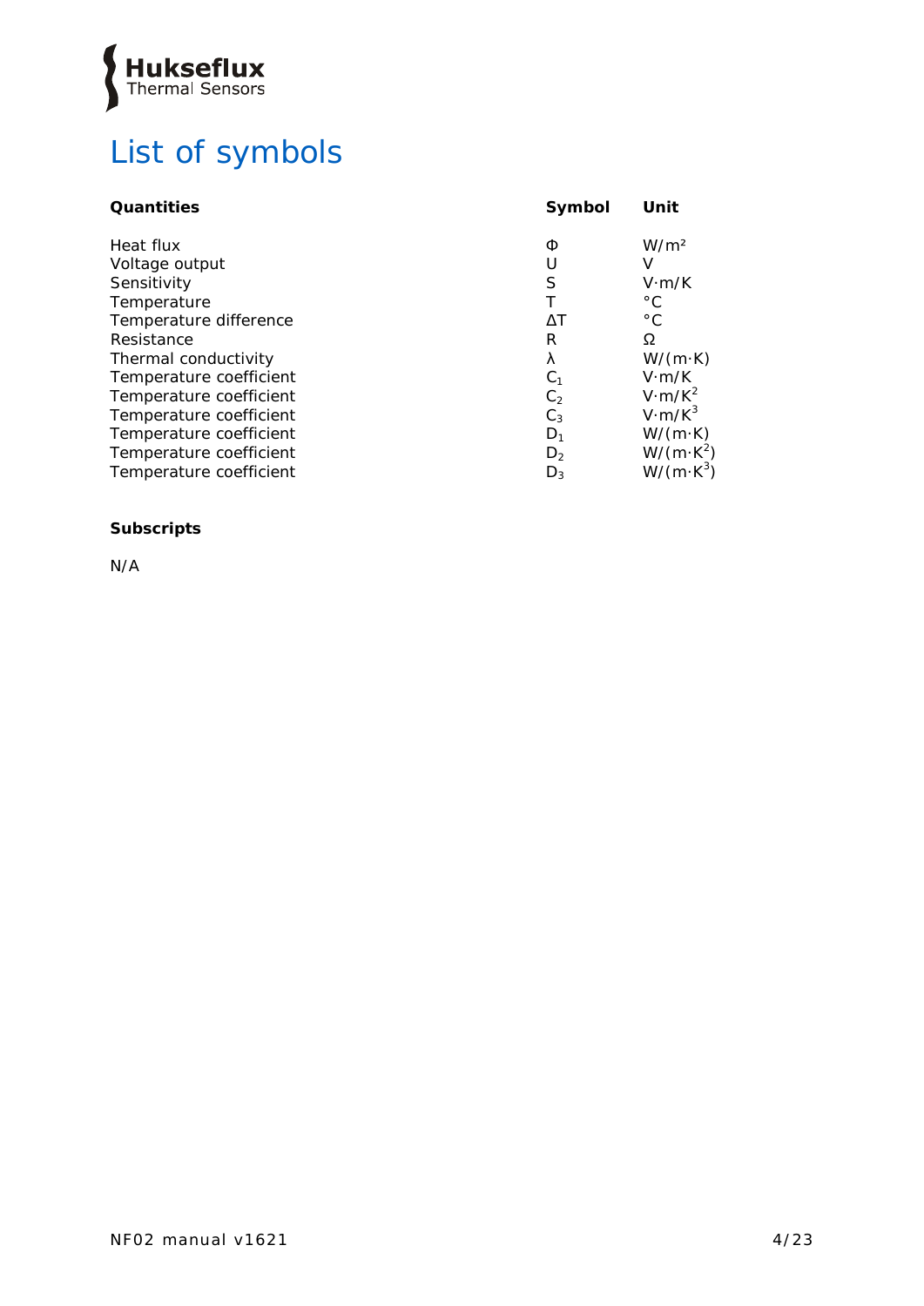# List of symbols

| Quantities | Symbol | Unit |
|---|---|---|
| Heat flux | $\Phi$ | $W/m^2$ |
| Voltage output | $U$ | $V$ |
| Sensitivity | $S$ | $V \cdot m/K$ |
| Temperature | $T$ | °C |
| Temperature difference | $\Delta T$ | °C |
| Resistance | $R$ | $\Omega$ |
| Thermal conductivity | $\lambda$ | $W/(m \cdot K)$ |
| Temperature coefficient | $C_1$ | $V \cdot m/K$ |
| Temperature coefficient | $C_2$ | $V \cdot m/K^2$ |
| Temperature coefficient | $C_3$ | $V \cdot m/K^3$ |
| Temperature coefficient | $D_1$ | $W/(m \cdot K)$ |
| Temperature coefficient | $D_2$ | $W/(m \cdot K^2)$ |
| Temperature coefficient | $D_3$ | $W/(m \cdot K^3)$ |

**Subscripts**

N/A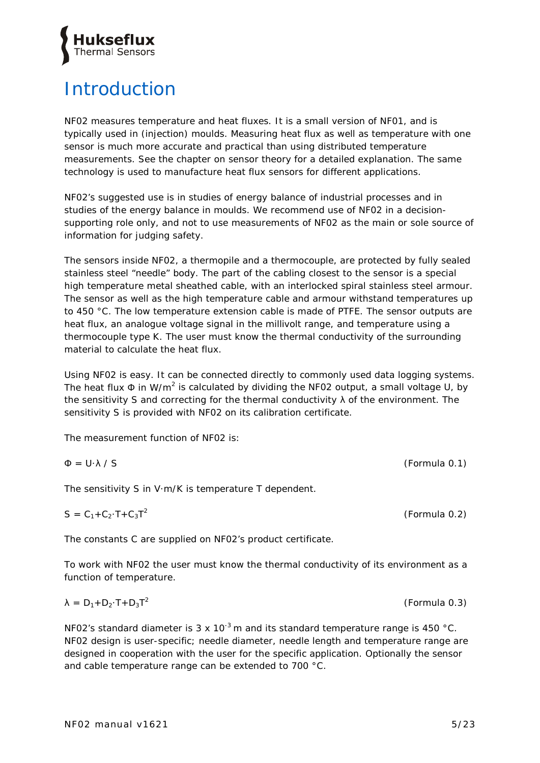# Introduction

NF02 measures temperature and heat fluxes. It is a small version of NF01, and is typically used in (injection) moulds. Measuring heat flux as well as temperature with one sensor is much more accurate and practical than using distributed temperature measurements. See the chapter on sensor theory for a detailed explanation. The same technology is used to manufacture heat flux sensors for different applications.

NF02's suggested use is in studies of energy balance of industrial processes and in studies of the energy balance in moulds. We recommend use of NF02 in a decision-supporting role only, and not to use measurements of NF02 as the main or sole source of information for judging safety.

The sensors inside NF02, a thermopile and a thermocouple, are protected by fully sealed stainless steel "needle" body. The part of the cabling closest to the sensor is a special high temperature metal sheathed cable, with an interlocked spiral stainless steel armour. The sensor as well as the high temperature cable and armour withstand temperatures up to 450 °C. The low temperature extension cable is made of PTFE. The sensor outputs are heat flux, an analogue voltage signal in the millivolt range, and temperature using a thermocouple type K. The user must know the thermal conductivity of the surrounding material to calculate the heat flux.

Using NF02 is easy. It can be connected directly to commonly used data logging systems. The heat flux $\Phi$ in W/m$^2$ is calculated by dividing the NF02 output, a small voltage U, by the sensitivity S and correcting for the thermal conductivity $\lambda$ of the environment. The sensitivity S is provided with NF02 on its calibration certificate.

The measurement function of NF02 is:

$$\Phi = U \cdot \lambda / S \qquad \text{(Formula 0.1)}$$

The sensitivity S in V·m/K is temperature T dependent.

$$S = C_1 + C_2 \cdot T + C_3 T^2 \qquad \text{(Formula 0.2)}$$

The constants C are supplied on NF02's product certificate.

To work with NF02 the user must know the thermal conductivity of its environment as a function of temperature.

$$\lambda = D_1 + D_2 \cdot T + D_3 T^2 \qquad \text{(Formula 0.3)}$$

NF02's standard diameter is $3 \times 10^{-3}$ m and its standard temperature range is 450 °C. NF02 design is user-specific; needle diameter, needle length and temperature range are designed in cooperation with the user for the specific application. Optionally the sensor and cable temperature range can be extended to 700 °C.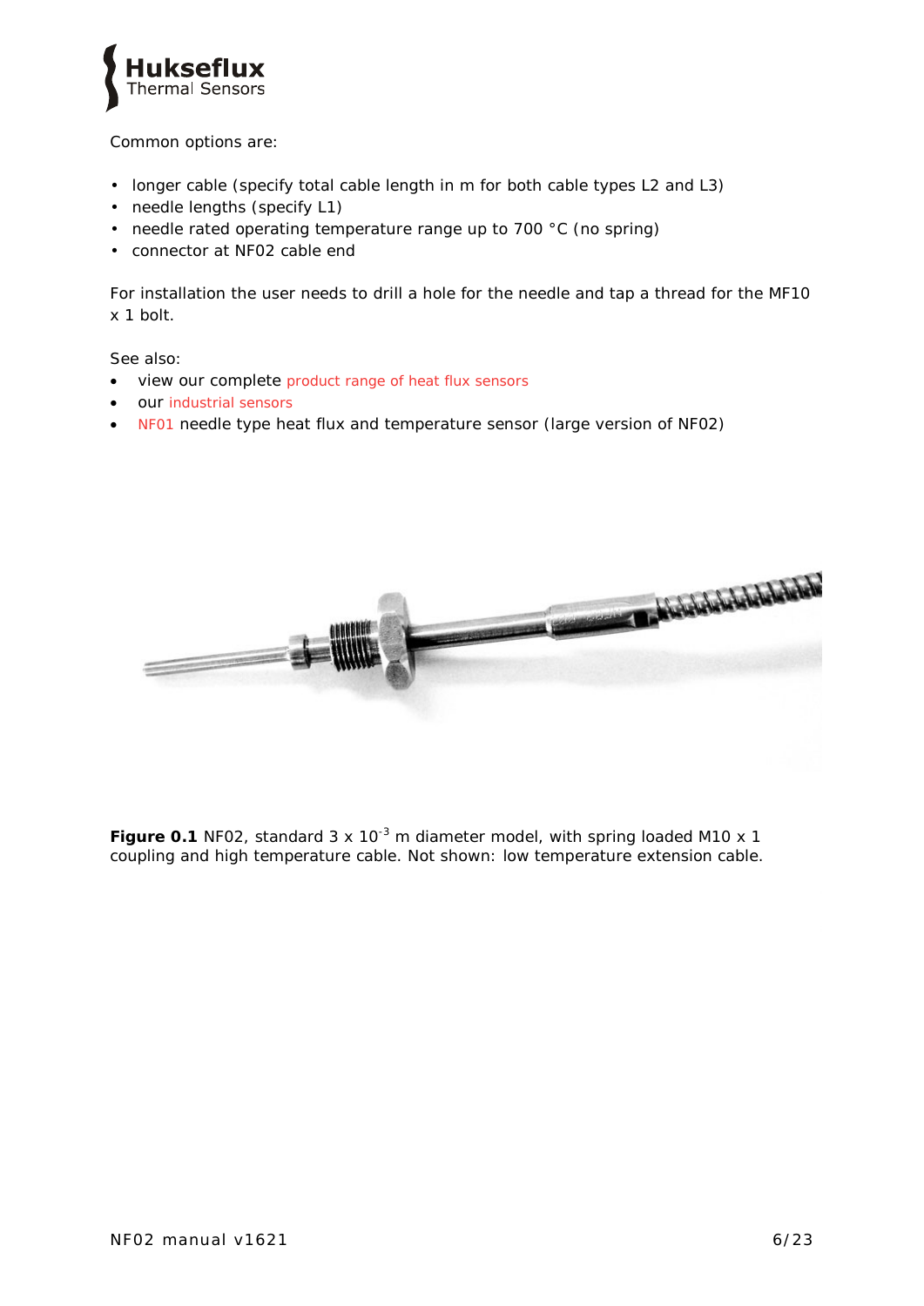Common options are:

- longer cable (specify total cable length in m for both cable types L2 and L3)
- needle lengths (specify L1)
- needle rated operating temperature range up to 700 °C (no spring)
- connector at NF02 cable end

For installation the user needs to drill a hole for the needle and tap a thread for the MF10 x 1 bolt.

See also:

- view our complete product range of heat flux sensors
- our industrial sensors
- NF01 needle type heat flux and temperature sensor (large version of NF02)

**Figure 0.1** NF02, standard 3 x $10^{-3}$ m diameter model, with spring loaded M10 x 1 coupling and high temperature cable. Not shown: low temperature extension cable.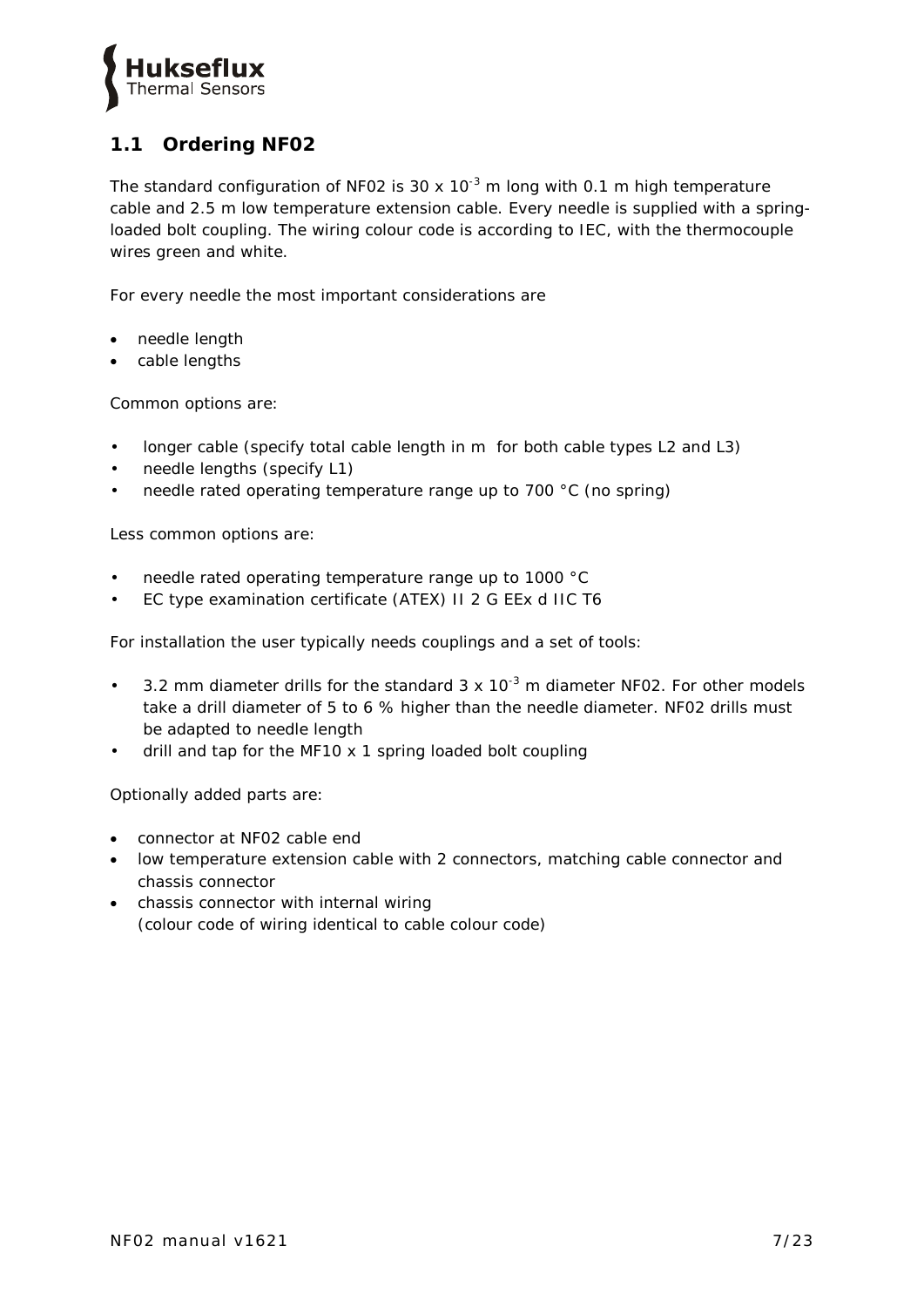## 1.1 Ordering NF02

The standard configuration of NF02 is 30 x $10^{-3}$ m long with 0.1 m high temperature cable and 2.5 m low temperature extension cable. Every needle is supplied with a spring-loaded bolt coupling. The wiring colour code is according to IEC, with the thermocouple wires green and white.

For every needle the most important considerations are

- needle length
- cable lengths

Common options are:

- longer cable (specify total cable length in m for both cable types L2 and L3)
- needle lengths (specify L1)
- needle rated operating temperature range up to 700 °C (no spring)

Less common options are:

- needle rated operating temperature range up to 1000 °C
- EC type examination certificate (ATEX) II 2 G EEx d IIC T6

For installation the user typically needs couplings and a set of tools:

- 3.2 mm diameter drills for the standard 3 x $10^{-3}$ m diameter NF02. For other models take a drill diameter of 5 to 6 % higher than the needle diameter. NF02 drills must be adapted to needle length
- drill and tap for the MF10 x 1 spring loaded bolt coupling

Optionally added parts are:

- connector at NF02 cable end
- low temperature extension cable with 2 connectors, matching cable connector and chassis connector
- chassis connector with internal wiring
  (colour code of wiring identical to cable colour code)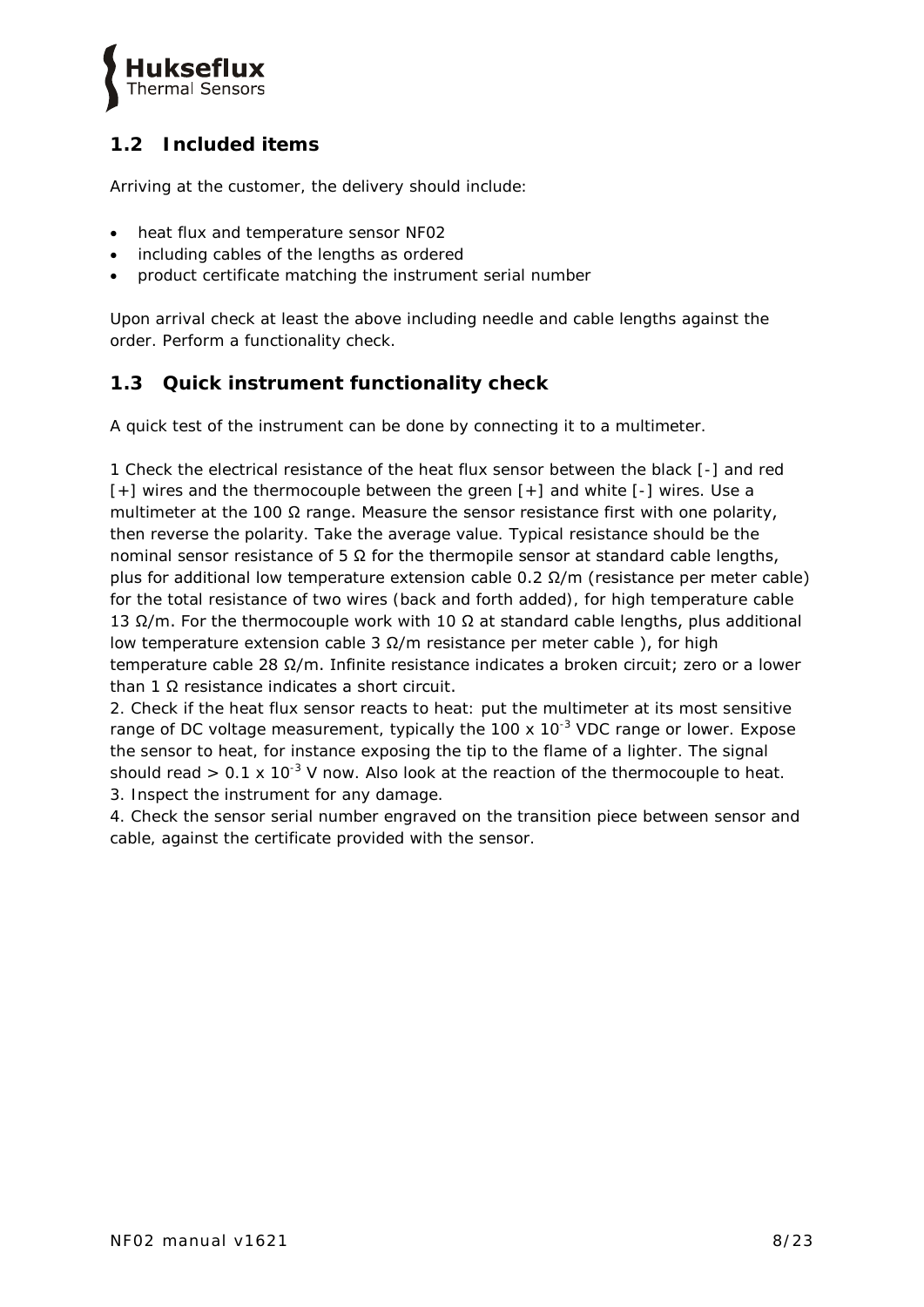## 1.2 Included items

Arriving at the customer, the delivery should include:

- heat flux and temperature sensor NF02
- including cables of the lengths as ordered
- product certificate matching the instrument serial number

Upon arrival check at least the above including needle and cable lengths against the order. Perform a functionality check.

## 1.3 Quick instrument functionality check

A quick test of the instrument can be done by connecting it to a multimeter.

1 Check the electrical resistance of the heat flux sensor between the black [-] and red [+] wires and the thermocouple between the green [+] and white [-] wires. Use a multimeter at the 100 Ω range. Measure the sensor resistance first with one polarity, then reverse the polarity. Take the average value. Typical resistance should be the nominal sensor resistance of 5 Ω for the thermopile sensor at standard cable lengths, plus for additional low temperature extension cable 0.2 Ω/m (resistance per meter cable) for the total resistance of two wires (back and forth added), for high temperature cable 13 Ω/m. For the thermocouple work with 10 Ω at standard cable lengths, plus additional low temperature extension cable 3 Ω/m resistance per meter cable ), for high temperature cable 28 Ω/m. Infinite resistance indicates a broken circuit; zero or a lower than 1 Ω resistance indicates a short circuit.
2. Check if the heat flux sensor reacts to heat: put the multimeter at its most sensitive range of DC voltage measurement, typically the $100 \times 10^{-3}$ VDC range or lower. Expose the sensor to heat, for instance exposing the tip to the flame of a lighter. The signal should read $> 0.1 \times 10^{-3}$ V now. Also look at the reaction of the thermocouple to heat.
3. Inspect the instrument for any damage.
4. Check the sensor serial number engraved on the transition piece between sensor and cable, against the certificate provided with the sensor.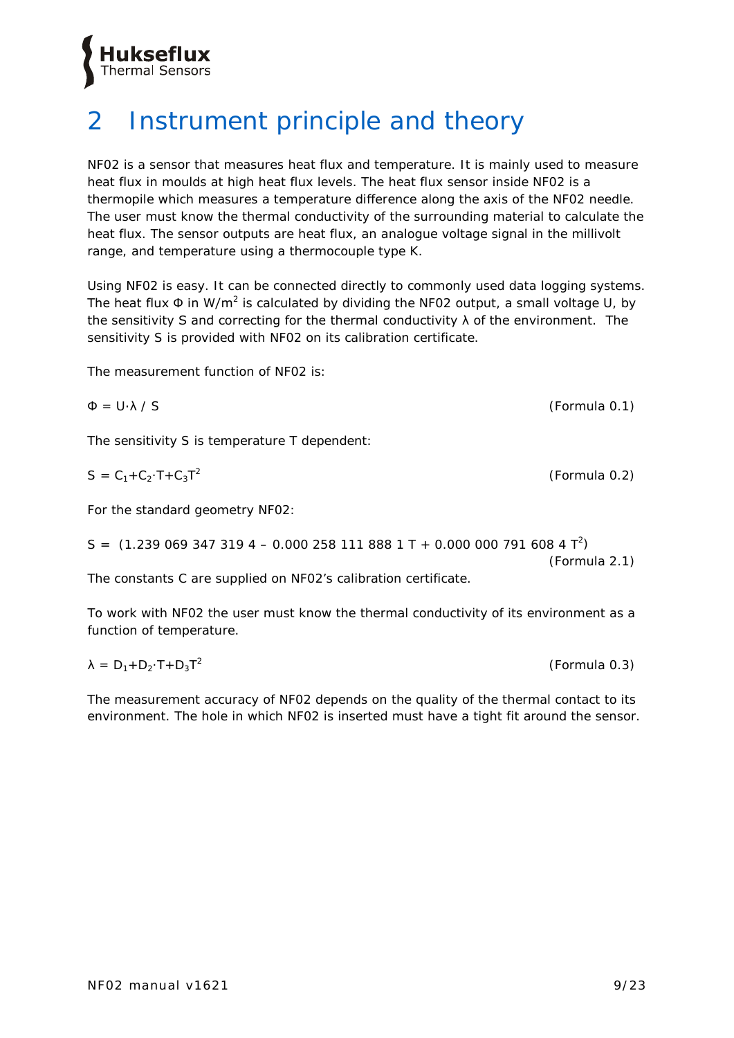# 2 Instrument principle and theory

NF02 is a sensor that measures heat flux and temperature. It is mainly used to measure heat flux in moulds at high heat flux levels. The heat flux sensor inside NF02 is a thermopile which measures a temperature difference along the axis of the NF02 needle. The user must know the thermal conductivity of the surrounding material to calculate the heat flux. The sensor outputs are heat flux, an analogue voltage signal in the millivolt range, and temperature using a thermocouple type K.

Using NF02 is easy. It can be connected directly to commonly used data logging systems. The heat flux $\Phi$ in W/m$^2$ is calculated by dividing the NF02 output, a small voltage U, by the sensitivity S and correcting for the thermal conductivity $\lambda$ of the environment. The sensitivity S is provided with NF02 on its calibration certificate.

The measurement function of NF02 is:

$$\Phi = U \cdot \lambda / S \qquad \text{(Formula 0.1)}$$

The sensitivity S is temperature T dependent:

$$S = C_1 + C_2 \cdot T + C_3 T^2 \qquad \text{(Formula 0.2)}$$

For the standard geometry NF02:

$$S = (1.239\,069\,347\,319\,4 - 0.000\,258\,111\,888\,1\ T + 0.000\,000\,791\,608\,4\ T^2) \qquad \text{(Formula 2.1)}$$

The constants C are supplied on NF02's calibration certificate.

To work with NF02 the user must know the thermal conductivity of its environment as a function of temperature.

$$\lambda = D_1 + D_2 \cdot T + D_3 T^2 \qquad \text{(Formula 0.3)}$$

The measurement accuracy of NF02 depends on the quality of the thermal contact to its environment. The hole in which NF02 is inserted must have a tight fit around the sensor.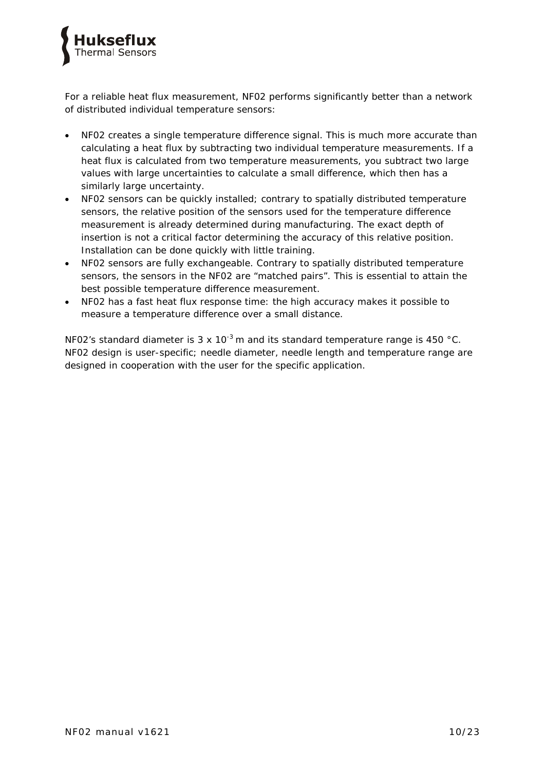For a reliable heat flux measurement, NF02 performs significantly better than a network of distributed individual temperature sensors:

- NF02 creates a single temperature difference signal. This is much more accurate than calculating a heat flux by subtracting two individual temperature measurements. If a heat flux is calculated from two temperature measurements, you subtract two large values with large uncertainties to calculate a small difference, which then has a similarly large uncertainty.
- NF02 sensors can be quickly installed; contrary to spatially distributed temperature sensors, the relative position of the sensors used for the temperature difference measurement is already determined during manufacturing. The exact depth of insertion is not a critical factor determining the accuracy of this relative position. Installation can be done quickly with little training.
- NF02 sensors are fully exchangeable. Contrary to spatially distributed temperature sensors, the sensors in the NF02 are "matched pairs". This is essential to attain the best possible temperature difference measurement.
- NF02 has a fast heat flux response time: the high accuracy makes it possible to measure a temperature difference over a small distance.

NF02's standard diameter is $3 \times 10^{-3}$ m and its standard temperature range is 450 °C. NF02 design is user-specific; needle diameter, needle length and temperature range are designed in cooperation with the user for the specific application.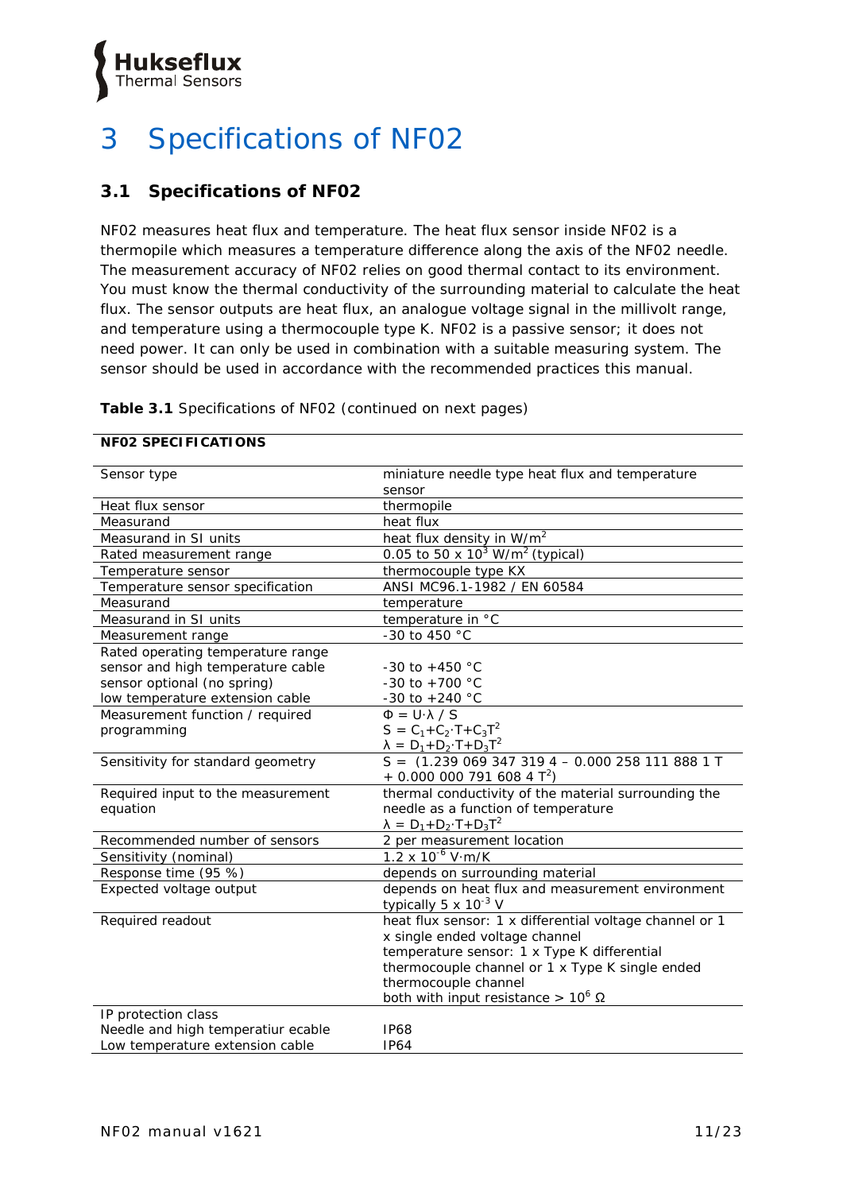# 3 Specifications of NF02

## 3.1 Specifications of NF02

NF02 measures heat flux and temperature. The heat flux sensor inside NF02 is a thermopile which measures a temperature difference along the axis of the NF02 needle. The measurement accuracy of NF02 relies on good thermal contact to its environment. You must know the thermal conductivity of the surrounding material to calculate the heat flux. The sensor outputs are heat flux, an analogue voltage signal in the millivolt range, and temperature using a thermocouple type K. NF02 is a passive sensor; it does not need power. It can only be used in combination with a suitable measuring system. The sensor should be used in accordance with the recommended practices this manual.

**Table 3.1** Specifications of NF02 (continued on next pages)

| **NF02 SPECIFICATIONS** | |
|---|---|
| Sensor type | miniature needle type heat flux and temperature sensor |
| Heat flux sensor | thermopile |
| Measurand | heat flux |
| Measurand in SI units | heat flux density in $W/m^2$ |
| Rated measurement range | 0.05 to 50 x $10^3$ $W/m^2$ (typical) |
| Temperature sensor | thermocouple type KX |
| Temperature sensor specification | ANSI MC96.1-1982 / EN 60584 |
| Measurand | temperature |
| Measurand in SI units | temperature in °C |
| Measurement range | -30 to 450 °C |
| Rated operating temperature range<br>sensor and high temperature cable<br>sensor optional (no spring)<br>low temperature extension cable | <br>-30 to +450 °C<br>-30 to +700 °C<br>-30 to +240 °C |
| Measurement function / required programming | $\Phi = U \cdot \lambda / S$<br>$S = C_1 + C_2 \cdot T + C_3 T^2$<br>$\lambda = D_1 + D_2 \cdot T + D_3 T^2$ |
| Sensitivity for standard geometry | $S = (1.239\ 069\ 347\ 319\ 4 - 0.000\ 258\ 111\ 888\ 1\ T + 0.000\ 000\ 791\ 608\ 4\ T^2)$ |
| Required input to the measurement equation | thermal conductivity of the material surrounding the needle as a function of temperature<br>$\lambda = D_1 + D_2 \cdot T + D_3 T^2$ |
| Recommended number of sensors | 2 per measurement location |
| Sensitivity (nominal) | 1.2 x $10^{-6}$ V·m/K |
| Response time (95 %) | depends on surrounding material |
| Expected voltage output | depends on heat flux and measurement environment typically 5 x $10^{-3}$ V |
| Required readout | heat flux sensor: 1 x differential voltage channel or 1 x single ended voltage channel<br>temperature sensor: 1 x Type K differential thermocouple channel or 1 x Type K single ended thermocouple channel<br>both with input resistance > $10^6$ Ω |
| IP protection class<br>Needle and high temperatiur ecable<br>Low temperature extension cable | <br>IP68<br>IP64 |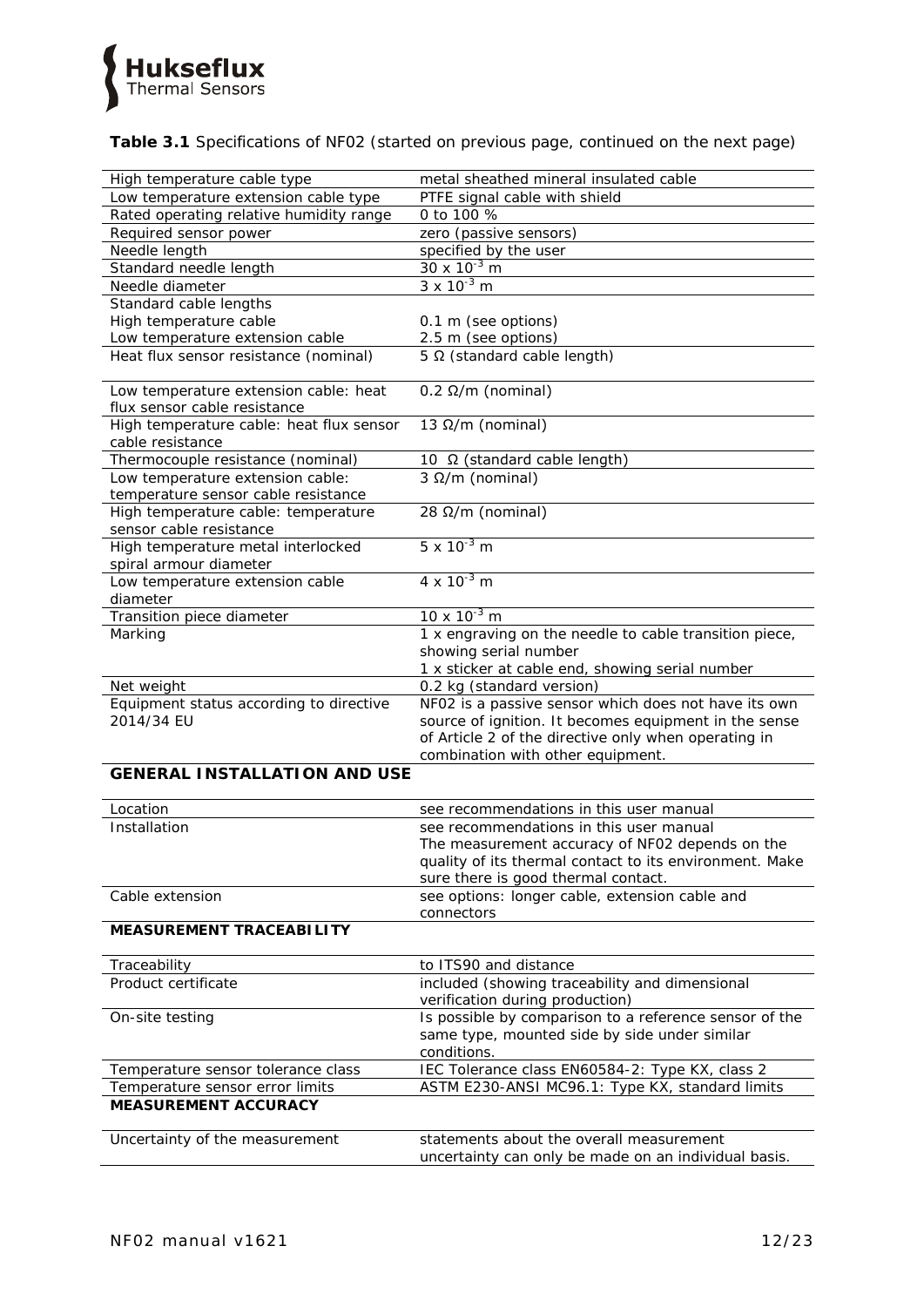**Table 3.1** Specifications of NF02 (started on previous page, continued on the next page)

| | |
|---|---|
| High temperature cable type | metal sheathed mineral insulated cable |
| Low temperature extension cable type | PTFE signal cable with shield |
| Rated operating relative humidity range | 0 to 100 % |
| Required sensor power | zero (passive sensors) |
| Needle length | specified by the user |
| Standard needle length | $30 \times 10^{-3}$ m |
| Needle diameter | $3 \times 10^{-3}$ m |
| Standard cable lengths<br>High temperature cable<br>Low temperature extension cable | <br>0.1 m (see options)<br>2.5 m (see options) |
| Heat flux sensor resistance (nominal) | 5 Ω (standard cable length) |
| Low temperature extension cable: heat flux sensor cable resistance | 0.2 Ω/m (nominal) |
| High temperature cable: heat flux sensor cable resistance | 13 Ω/m (nominal) |
| Thermocouple resistance (nominal) | 10 Ω (standard cable length) |
| Low temperature extension cable: temperature sensor cable resistance | 3 Ω/m (nominal) |
| High temperature cable: temperature sensor cable resistance | 28 Ω/m (nominal) |
| High temperature metal interlocked spiral armour diameter | $5 \times 10^{-3}$ m |
| Low temperature extension cable diameter | $4 \times 10^{-3}$ m |
| Transition piece diameter | $10 \times 10^{-3}$ m |
| Marking | 1 x engraving on the needle to cable transition piece, showing serial number<br>1 x sticker at cable end, showing serial number |
| Net weight | 0.2 kg (standard version) |
| Equipment status according to directive 2014/34 EU | NF02 is a passive sensor which does not have its own source of ignition. It becomes equipment in the sense of Article 2 of the directive only when operating in combination with other equipment. |
| **GENERAL INSTALLATION AND USE** | |
| Location | see recommendations in this user manual |
| Installation | see recommendations in this user manual<br>The measurement accuracy of NF02 depends on the quality of its thermal contact to its environment. Make sure there is good thermal contact. |
| Cable extension | see options: longer cable, extension cable and connectors |
| **MEASUREMENT TRACEABILITY** | |
| Traceability | to ITS90 and distance |
| Product certificate | included (showing traceability and dimensional verification during production) |
| On-site testing | Is possible by comparison to a reference sensor of the same type, mounted side by side under similar conditions. |
| Temperature sensor tolerance class | IEC Tolerance class EN60584-2: Type KX, class 2 |
| Temperature sensor error limits | ASTM E230-ANSI MC96.1: Type KX, standard limits |
| **MEASUREMENT ACCURACY** | |
| Uncertainty of the measurement | statements about the overall measurement uncertainty can only be made on an individual basis. |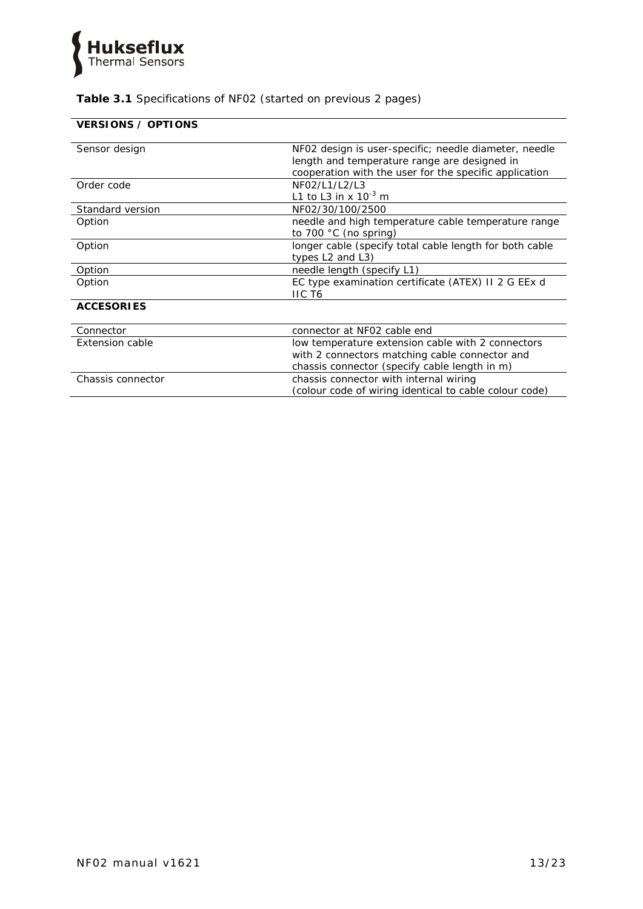**Table 3.1** Specifications of NF02 (started on previous 2 pages)

| **VERSIONS / OPTIONS** | |
|---|---|
| Sensor design | NF02 design is user-specific; needle diameter, needle length and temperature range are designed in cooperation with the user for the specific application |
| Order code | NF02/L1/L2/L3<br>L1 to L3 in x $10^{-3}$ m |
| Standard version | NF02/30/100/2500 |
| Option | needle and high temperature cable temperature range to 700 °C (no spring) |
| Option | longer cable (specify total cable length for both cable types L2 and L3) |
| Option | needle length (specify L1) |
| Option | EC type examination certificate (ATEX) II 2 G EEx d IIC T6 |
| **ACCESORIES** | |
| Connector | connector at NF02 cable end |
| Extension cable | low temperature extension cable with 2 connectors with 2 connectors matching cable connector and chassis connector (specify cable length in m) |
| Chassis connector | chassis connector with internal wiring (colour code of wiring identical to cable colour code) |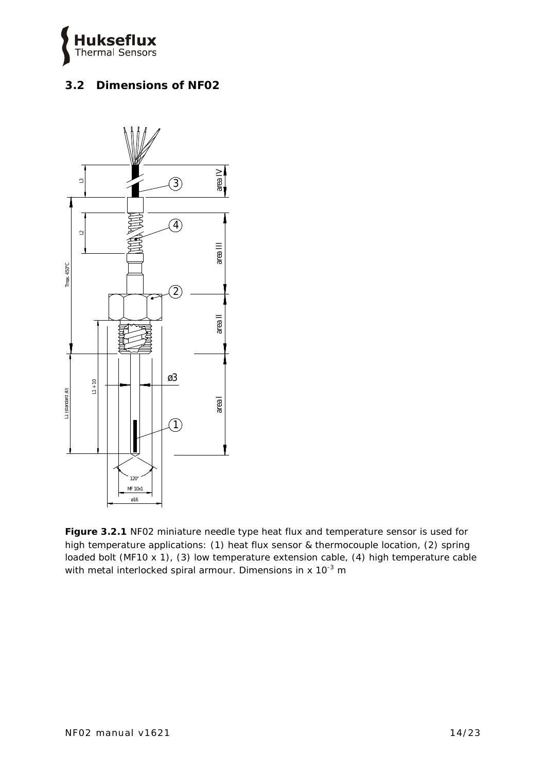## 3.2 Dimensions of NF02

**Figure 3.2.1** NF02 miniature needle type heat flux and temperature sensor is used for high temperature applications: (1) heat flux sensor & thermocouple location, (2) spring loaded bolt (MF10 x 1), (3) low temperature extension cable, (4) high temperature cable with metal interlocked spiral armour. Dimensions in x $10^{-3}$ m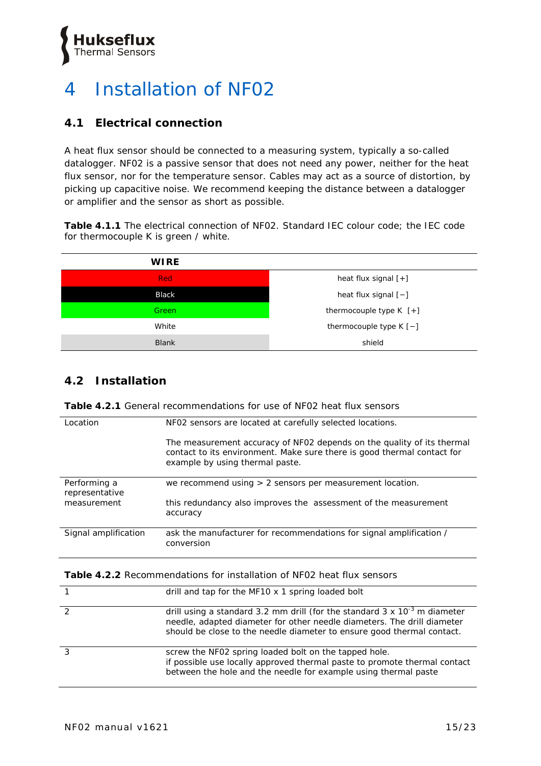# 4 Installation of NF02

## 4.1 Electrical connection

A heat flux sensor should be connected to a measuring system, typically a so-called datalogger. NF02 is a passive sensor that does not need any power, neither for the heat flux sensor, nor for the temperature sensor. Cables may act as a source of distortion, by picking up capacitive noise. We recommend keeping the distance between a datalogger or amplifier and the sensor as short as possible.

**Table 4.1.1** The electrical connection of NF02. Standard IEC colour code; the IEC code for thermocouple K is green / white.

| WIRE | |
|---|---|
| Red | heat flux signal [+] |
| Black | heat flux signal [−] |
| Green | thermocouple type K [+] |
| White | thermocouple type K [−] |
| Blank | shield |

## 4.2 Installation

**Table 4.2.1** General recommendations for use of NF02 heat flux sensors

| | |
|---|---|
| Location | NF02 sensors are located at carefully selected locations.<br><br>The measurement accuracy of NF02 depends on the quality of its thermal contact to its environment. Make sure there is good thermal contact for example by using thermal paste. |
| Performing a representative measurement | we recommend using > 2 sensors per measurement location.<br><br>this redundancy also improves the assessment of the measurement accuracy |
| Signal amplification | ask the manufacturer for recommendations for signal amplification / conversion |

**Table 4.2.2** Recommendations for installation of NF02 heat flux sensors

| | |
|---|---|
| 1 | drill and tap for the MF10 x 1 spring loaded bolt |
| 2 | drill using a standard 3.2 mm drill (for the standard 3 x $10^{-3}$ m diameter needle, adapted diameter for other needle diameters. The drill diameter should be close to the needle diameter to ensure good thermal contact. |
| 3 | screw the NF02 spring loaded bolt on the tapped hole.<br>if possible use locally approved thermal paste to promote thermal contact between the hole and the needle for example using thermal paste |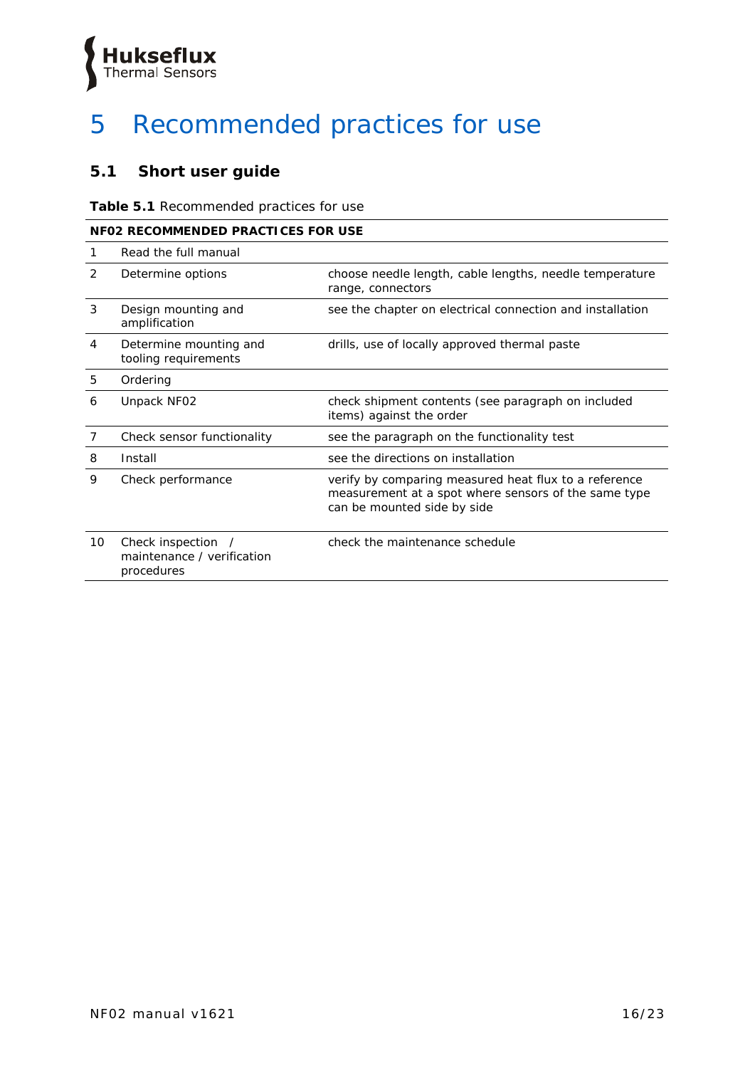# 5 Recommended practices for use

## 5.1 Short user guide

**Table 5.1** Recommended practices for use

| **NF02 RECOMMENDED PRACTICES FOR USE** | | |
|---|---|---|
| 1 | Read the full manual | |
| 2 | Determine options | choose needle length, cable lengths, needle temperature range, connectors |
| 3 | Design mounting and amplification | see the chapter on electrical connection and installation |
| 4 | Determine mounting and tooling requirements | drills, use of locally approved thermal paste |
| 5 | Ordering | |
| 6 | Unpack NF02 | check shipment contents (see paragraph on included items) against the order |
| 7 | Check sensor functionality | see the paragraph on the functionality test |
| 8 | Install | see the directions on installation |
| 9 | Check performance | verify by comparing measured heat flux to a reference measurement at a spot where sensors of the same type can be mounted side by side |
| 10 | Check inspection / maintenance / verification procedures | check the maintenance schedule |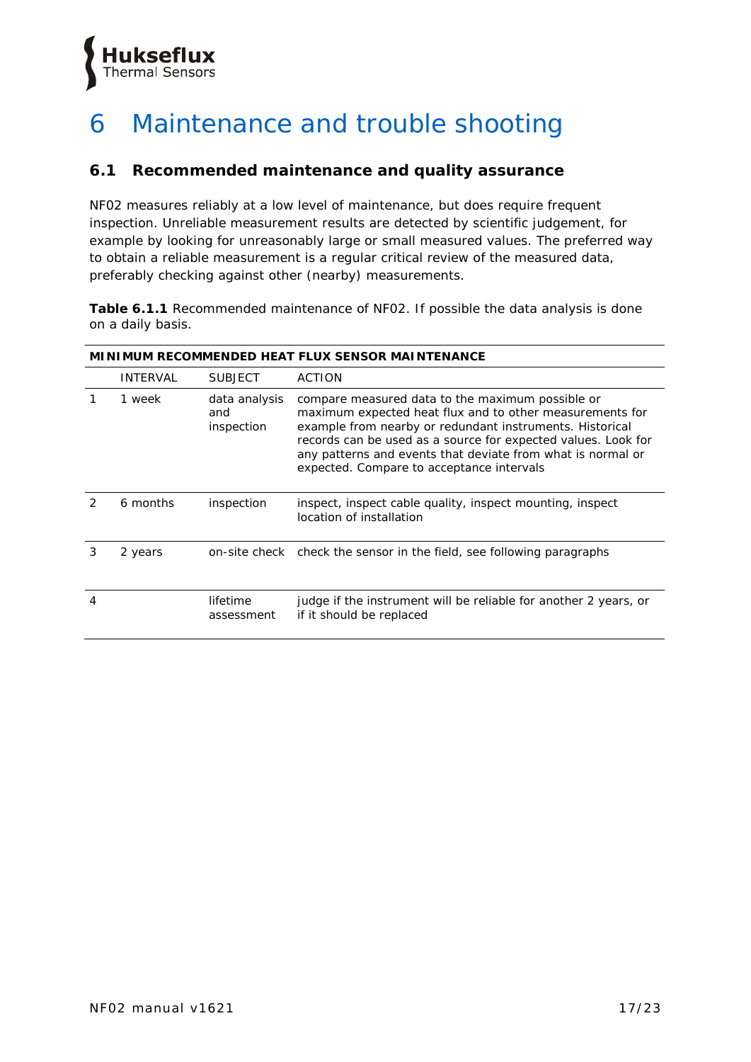# 6 Maintenance and trouble shooting

## 6.1 Recommended maintenance and quality assurance

NF02 measures reliably at a low level of maintenance, but does require frequent inspection. Unreliable measurement results are detected by scientific judgement, for example by looking for unreasonably large or small measured values. The preferred way to obtain a reliable measurement is a regular critical review of the measured data, preferably checking against other (nearby) measurements.

**Table 6.1.1** Recommended maintenance of NF02. If possible the data analysis is done on a daily basis.

| MINIMUM RECOMMENDED HEAT FLUX SENSOR MAINTENANCE | | | |
|---|---|---|---|
| | INTERVAL | SUBJECT | ACTION |
| 1 | 1 week | data analysis and inspection | compare measured data to the maximum possible or maximum expected heat flux and to other measurements for example from nearby or redundant instruments. Historical records can be used as a source for expected values. Look for any patterns and events that deviate from what is normal or expected. Compare to acceptance intervals |
| 2 | 6 months | inspection | inspect, inspect cable quality, inspect mounting, inspect location of installation |
| 3 | 2 years | on-site check | check the sensor in the field, see following paragraphs |
| 4 | | lifetime assessment | judge if the instrument will be reliable for another 2 years, or if it should be replaced |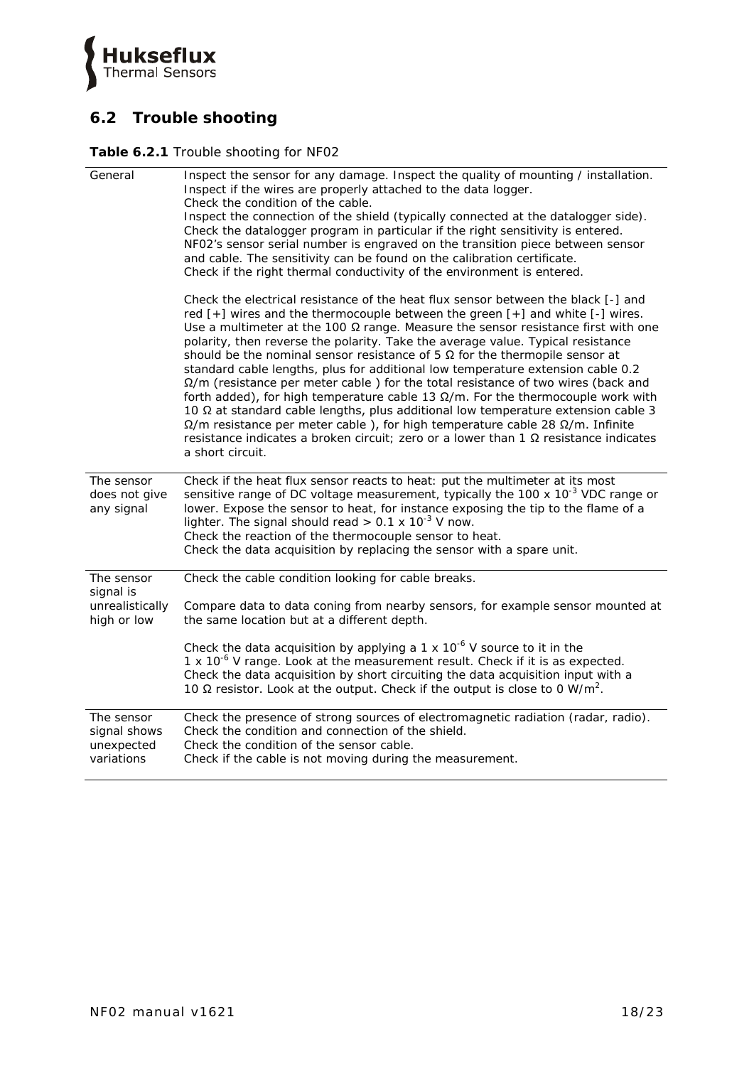## 6.2 Trouble shooting

**Table 6.2.1** Trouble shooting for NF02

| | |
|---|---|
| General | Inspect the sensor for any damage. Inspect the quality of mounting / installation. Inspect if the wires are properly attached to the data logger. Check the condition of the cable. Inspect the connection of the shield (typically connected at the datalogger side). Check the datalogger program in particular if the right sensitivity is entered. NF02's sensor serial number is engraved on the transition piece between sensor and cable. The sensitivity can be found on the calibration certificate. Check if the right thermal conductivity of the environment is entered.<br><br>Check the electrical resistance of the heat flux sensor between the black [-] and red [+] wires and the thermocouple between the green [+] and white [-] wires. Use a multimeter at the 100 Ω range. Measure the sensor resistance first with one polarity, then reverse the polarity. Take the average value. Typical resistance should be the nominal sensor resistance of 5 Ω for the thermopile sensor at standard cable lengths, plus for additional low temperature extension cable 0.2 Ω/m (resistance per meter cable ) for the total resistance of two wires (back and forth added), for high temperature cable 13 Ω/m. For the thermocouple work with 10 Ω at standard cable lengths, plus additional low temperature extension cable 3 Ω/m resistance per meter cable ), for high temperature cable 28 Ω/m. Infinite resistance indicates a broken circuit; zero or a lower than 1 Ω resistance indicates a short circuit. |
| The sensor does not give any signal | Check if the heat flux sensor reacts to heat: put the multimeter at its most sensitive range of DC voltage measurement, typically the $100 \times 10^{-3}$ VDC range or lower. Expose the sensor to heat, for instance exposing the tip to the flame of a lighter. The signal should read $> 0.1 \times 10^{-3}$ V now. Check the reaction of the thermocouple sensor to heat. Check the data acquisition by replacing the sensor with a spare unit. |
| The sensor signal is unrealistically high or low | Check the cable condition looking for cable breaks.<br><br>Compare data to data coning from nearby sensors, for example sensor mounted at the same location but at a different depth.<br><br>Check the data acquisition by applying a $1 \times 10^{-6}$ V source to it in the $1 \times 10^{-6}$ V range. Look at the measurement result. Check if it is as expected. Check the data acquisition by short circuiting the data acquisition input with a 10 Ω resistor. Look at the output. Check if the output is close to 0 W/m². |
| The sensor signal shows unexpected variations | Check the presence of strong sources of electromagnetic radiation (radar, radio). Check the condition and connection of the shield. Check the condition of the sensor cable. Check if the cable is not moving during the measurement. |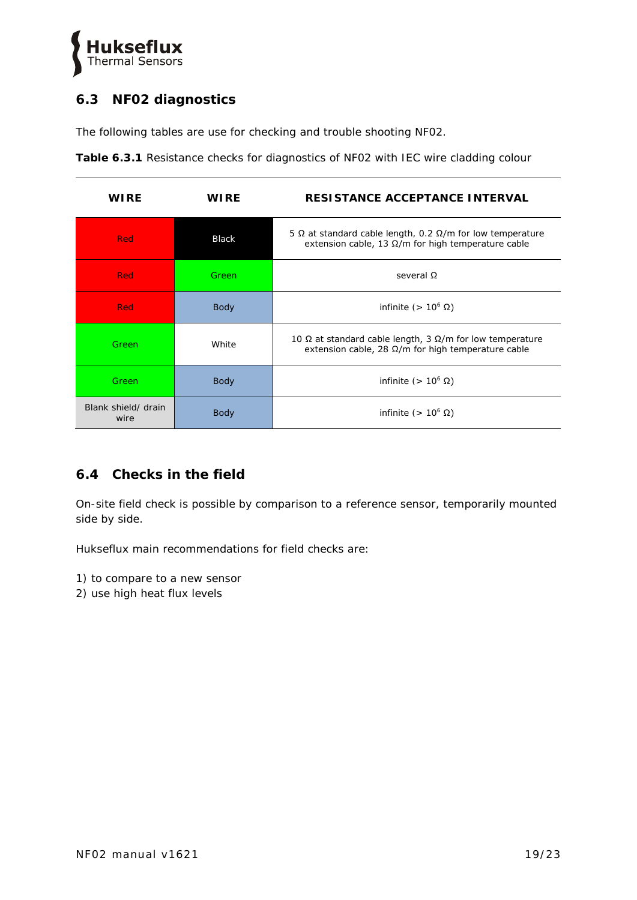## 6.3 NF02 diagnostics

The following tables are use for checking and trouble shooting NF02.

**Table 6.3.1** Resistance checks for diagnostics of NF02 with IEC wire cladding colour

| WIRE | WIRE | RESISTANCE ACCEPTANCE INTERVAL |
|---|---|---|
| Red | Black | 5 Ω at standard cable length, 0.2 Ω/m for low temperature extension cable, 13 Ω/m for high temperature cable |
| Red | Green | several Ω |
| Red | Body | infinite (> $10^6$ Ω) |
| Green | White | 10 Ω at standard cable length, 3 Ω/m for low temperature extension cable, 28 Ω/m for high temperature cable |
| Green | Body | infinite (> $10^6$ Ω) |
| Blank shield/ drain wire | Body | infinite (> $10^6$ Ω) |

## 6.4 Checks in the field

On-site field check is possible by comparison to a reference sensor, temporarily mounted side by side.

Hukseflux main recommendations for field checks are:

1) to compare to a new sensor
2) use high heat flux levels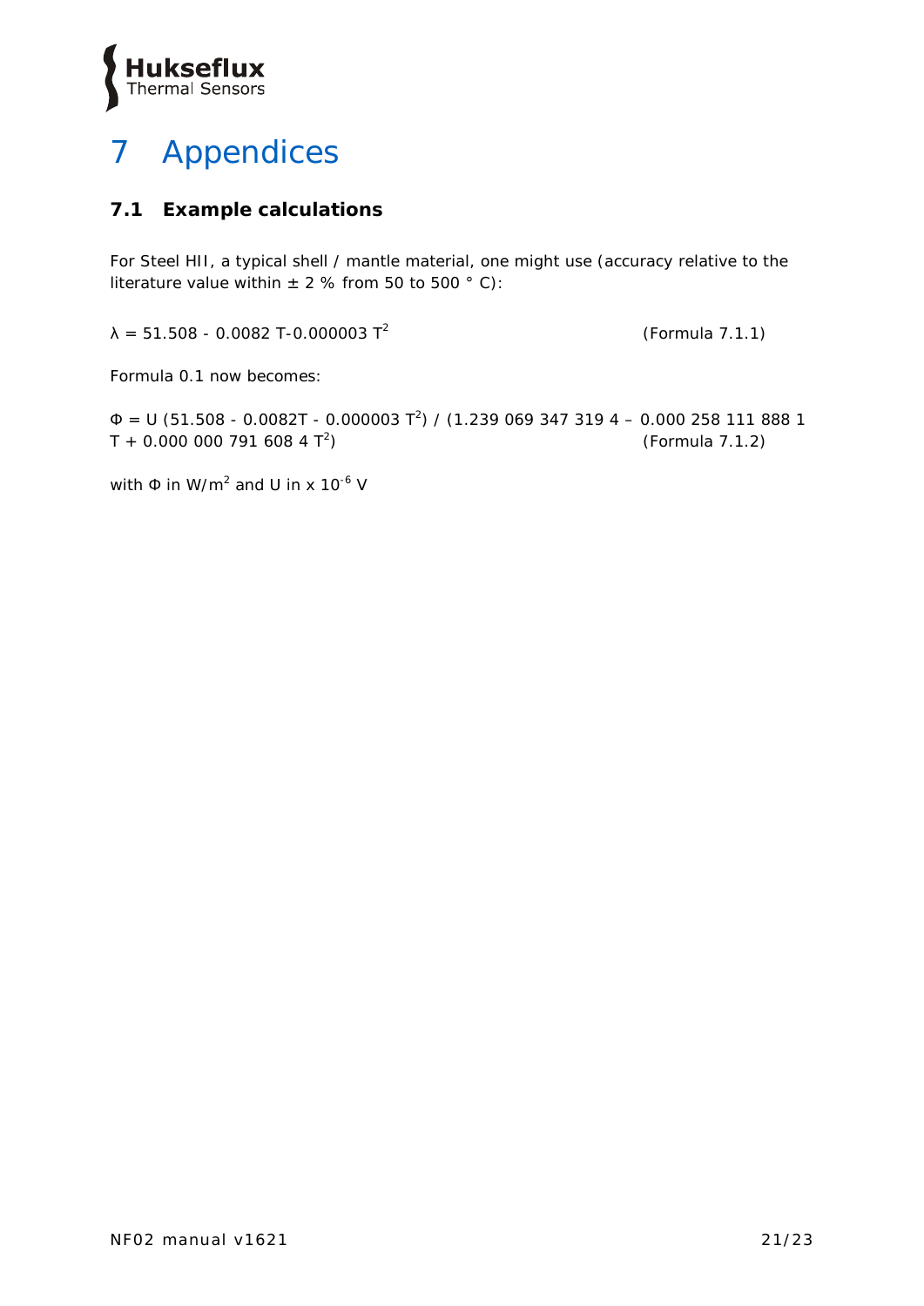# 7 Appendices

## 7.1 Example calculations

For Steel HII, a typical shell / mantle material, one might use (accuracy relative to the literature value within ± 2 % from 50 to 500 ° C):

$$\lambda = 51.508 - 0.0082\,T - 0.000003\,T^2 \qquad \text{(Formula 7.1.1)}$$

Formula 0.1 now becomes:

$$\Phi = U\,(51.508 - 0.0082T - 0.000003\,T^2) \,/\, (1.239\,069\,347\,319\,4 - 0.000\,258\,111\,888\,1\,T + 0.000\,000\,791\,608\,4\,T^2) \qquad \text{(Formula 7.1.2)}$$

with $\Phi$ in W/m$^2$ and U in x $10^{-6}$ V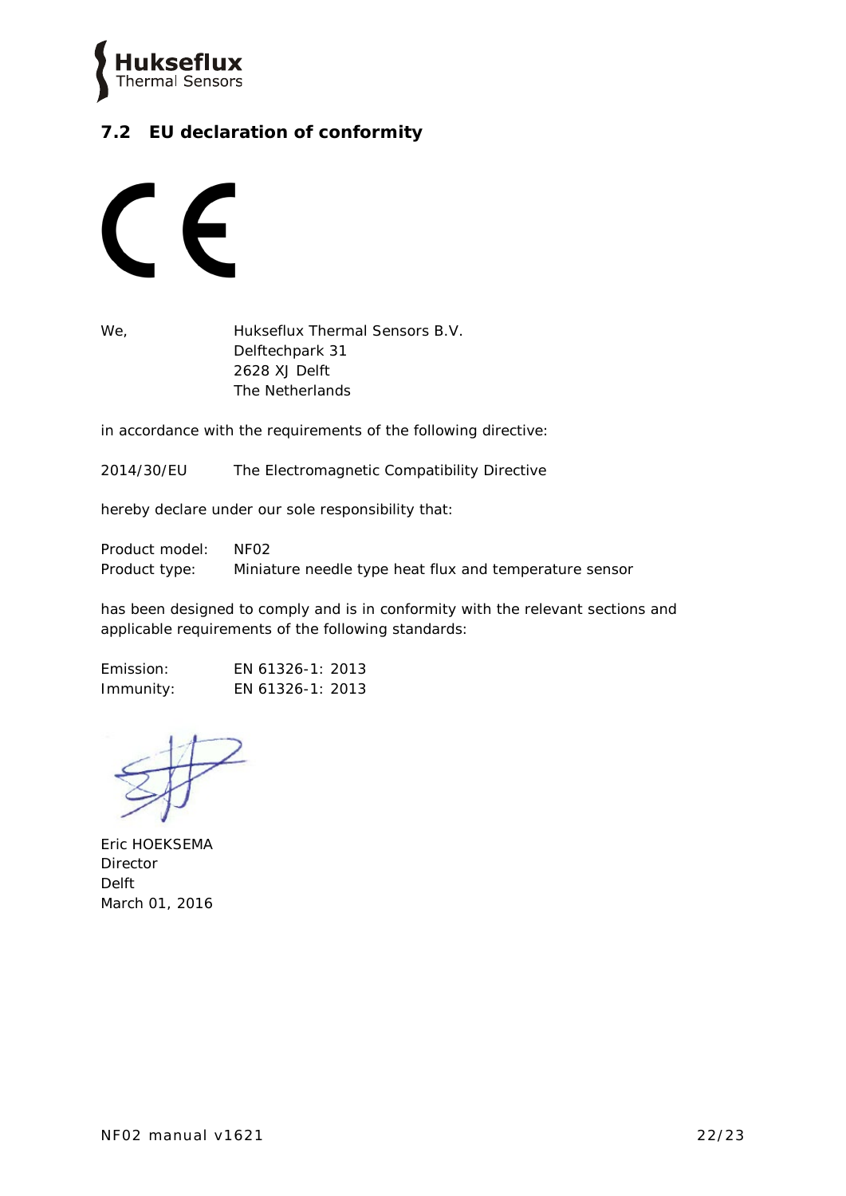## 7.2 EU declaration of conformity

CE

We, Hukseflux Thermal Sensors B.V.
Delftechpark 31
2628 XJ Delft
The Netherlands

in accordance with the requirements of the following directive:

2014/30/EU The Electromagnetic Compatibility Directive

hereby declare under our sole responsibility that:

Product model: NF02
Product type: Miniature needle type heat flux and temperature sensor

has been designed to comply and is in conformity with the relevant sections and applicable requirements of the following standards:

Emission: EN 61326-1: 2013
Immunity: EN 61326-1: 2013

Eric HOEKSEMA
Director
Delft
March 01, 2016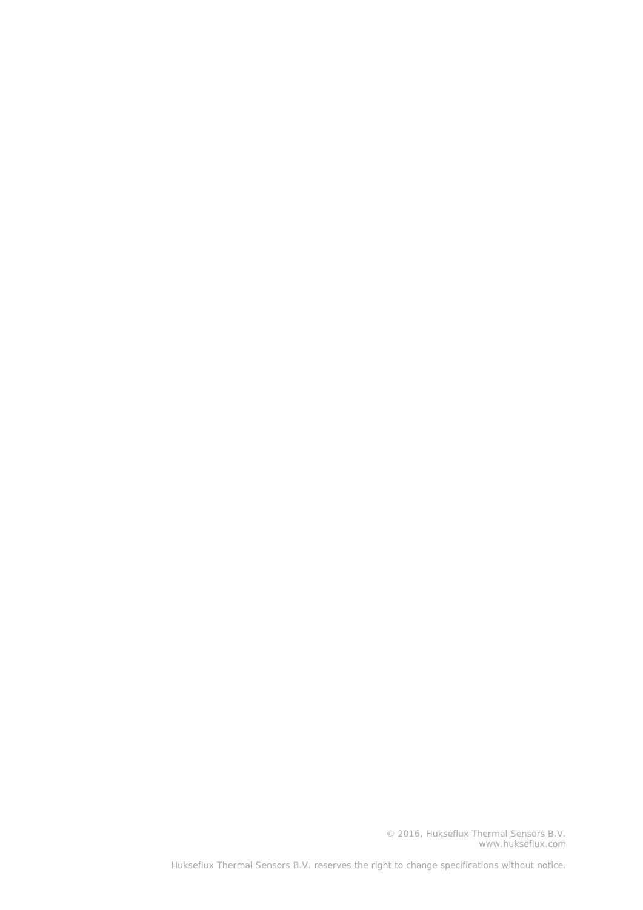© 2016, Hukseflux Thermal Sensors B.V.
www.hukseflux.com

Hukseflux Thermal Sensors B.V. reserves the right to change specifications without notice.